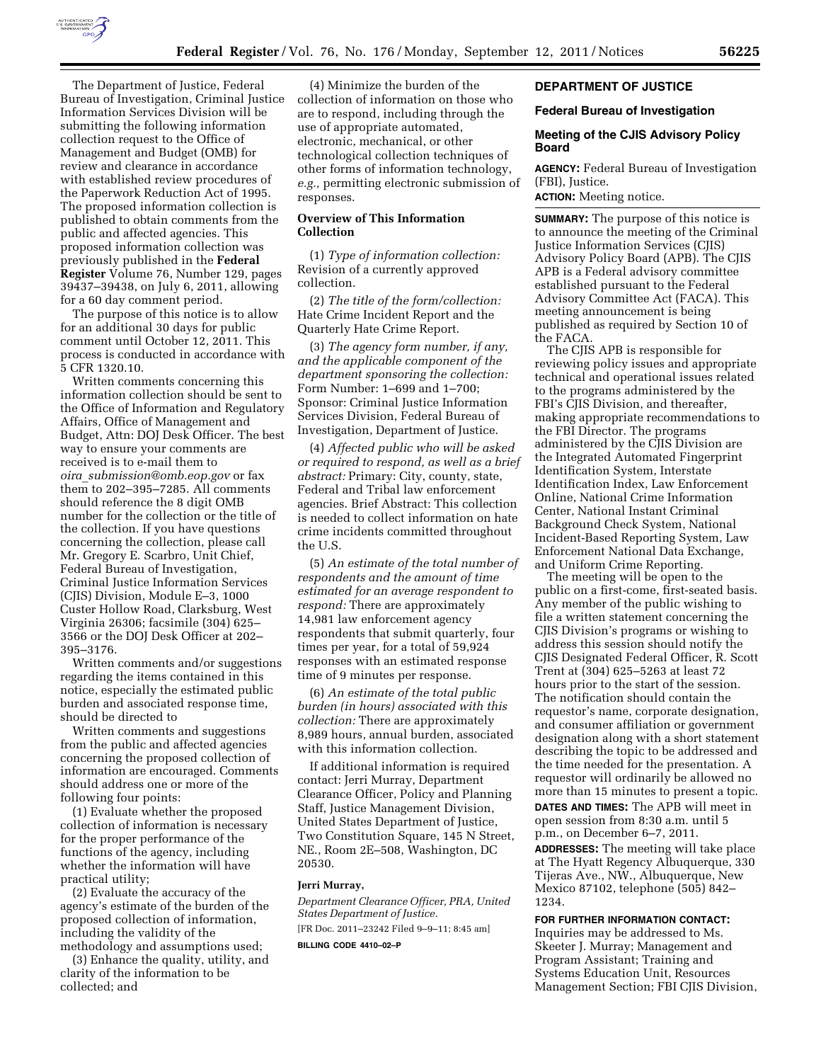The Department of Justice, Federal Bureau of Investigation, Criminal Justice Information Services Division will be submitting the following information collection request to the Office of Management and Budget (OMB) for review and clearance in accordance with established review procedures of the Paperwork Reduction Act of 1995. The proposed information collection is published to obtain comments from the public and affected agencies. This proposed information collection was previously published in the **Federal Register** Volume 76, Number 129, pages 39437–39438, on July 6, 2011, allowing for a 60 day comment period.

The purpose of this notice is to allow for an additional 30 days for public comment until October 12, 2011. This process is conducted in accordance with 5 CFR 1320.10.

Written comments concerning this information collection should be sent to the Office of Information and Regulatory Affairs, Office of Management and Budget, Attn: DOJ Desk Officer. The best way to ensure your comments are received is to e-mail them to *oira_submission@omb.eop.gov* or fax them to 202–395–7285. All comments should reference the 8 digit OMB number for the collection or the title of the collection. If you have questions concerning the collection, please call Mr. Gregory E. Scarbro, Unit Chief, Federal Bureau of Investigation, Criminal Justice Information Services (CJIS) Division, Module E–3, 1000 Custer Hollow Road, Clarksburg, West Virginia 26306; facsimile (304) 625–3566 or the DOJ Desk Officer at 202–395–3176.

Written comments and/or suggestions regarding the items contained in this notice, especially the estimated public burden and associated response time, should be directed to

Written comments and suggestions from the public and affected agencies concerning the proposed collection of information are encouraged. Comments should address one or more of the following four points:

(1) Evaluate whether the proposed collection of information is necessary for the proper performance of the functions of the agency, including whether the information will have practical utility;

(2) Evaluate the accuracy of the agency's estimate of the burden of the proposed collection of information, including the validity of the methodology and assumptions used;

(3) Enhance the quality, utility, and clarity of the information to be collected; and

(4) Minimize the burden of the collection of information on those who are to respond, including through the use of appropriate automated, electronic, mechanical, or other technological collection techniques of other forms of information technology, *e.g.,* permitting electronic submission of responses.

**Overview of This Information Collection**

(1) *Type of information collection:* Revision of a currently approved collection.

(2) *The title of the form/collection:* Hate Crime Incident Report and the Quarterly Hate Crime Report.

(3) *The agency form number, if any, and the applicable component of the department sponsoring the collection:* Form Number: 1–699 and 1–700; Sponsor: Criminal Justice Information Services Division, Federal Bureau of Investigation, Department of Justice.

(4) *Affected public who will be asked or required to respond, as well as a brief abstract:* Primary: City, county, state, Federal and Tribal law enforcement agencies. Brief Abstract: This collection is needed to collect information on hate crime incidents committed throughout the U.S.

(5) *An estimate of the total number of respondents and the amount of time estimated for an average respondent to respond:* There are approximately 14,981 law enforcement agency respondents that submit quarterly, four times per year, for a total of 59,924 responses with an estimated response time of 9 minutes per response.

(6) *An estimate of the total public burden (in hours) associated with this collection:* There are approximately 8,989 hours, annual burden, associated with this information collection.

If additional information is required contact: Jerri Murray, Department Clearance Officer, Policy and Planning Staff, Justice Management Division, United States Department of Justice, Two Constitution Square, 145 N Street, NE., Room 2E–508, Washington, DC 20530.

**Jerri Murray,**

*Department Clearance Officer, PRA, United States Department of Justice.*

[FR Doc. 2011–23242 Filed 9–9–11; 8:45 am]

**BILLING CODE 4410–02–P**

## DEPARTMENT OF JUSTICE

### Federal Bureau of Investigation

### Meeting of the CJIS Advisory Policy Board

**AGENCY:** Federal Bureau of Investigation (FBI), Justice.

**ACTION:** Meeting notice.

**SUMMARY:** The purpose of this notice is to announce the meeting of the Criminal Justice Information Services (CJIS) Advisory Policy Board (APB). The CJIS APB is a Federal advisory committee established pursuant to the Federal Advisory Committee Act (FACA). This meeting announcement is being published as required by Section 10 of the FACA.

The CJIS APB is responsible for reviewing policy issues and appropriate technical and operational issues related to the programs administered by the FBI's CJIS Division, and thereafter, making appropriate recommendations to the FBI Director. The programs administered by the CJIS Division are the Integrated Automated Fingerprint Identification System, Interstate Identification Index, Law Enforcement Online, National Crime Information Center, National Instant Criminal Background Check System, National Incident-Based Reporting System, Law Enforcement National Data Exchange, and Uniform Crime Reporting.

The meeting will be open to the public on a first-come, first-seated basis. Any member of the public wishing to file a written statement concerning the CJIS Division's programs or wishing to address this session should notify the CJIS Designated Federal Officer, R. Scott Trent at (304) 625–5263 at least 72 hours prior to the start of the session. The notification should contain the requestor's name, corporate designation, and consumer affiliation or government designation along with a short statement describing the topic to be addressed and the time needed for the presentation. A requestor will ordinarily be allowed no more than 15 minutes to present a topic.

**DATES AND TIMES:** The APB will meet in open session from 8:30 a.m. until 5 p.m., on December 6–7, 2011.

**ADDRESSES:** The meeting will take place at The Hyatt Regency Albuquerque, 330 Tijeras Ave., NW., Albuquerque, New Mexico 87102, telephone (505) 842–1234.

**FOR FURTHER INFORMATION CONTACT:** Inquiries may be addressed to Ms. Skeeter J. Murray; Management and Program Assistant; Training and Systems Education Unit, Resources Management Section; FBI CJIS Division,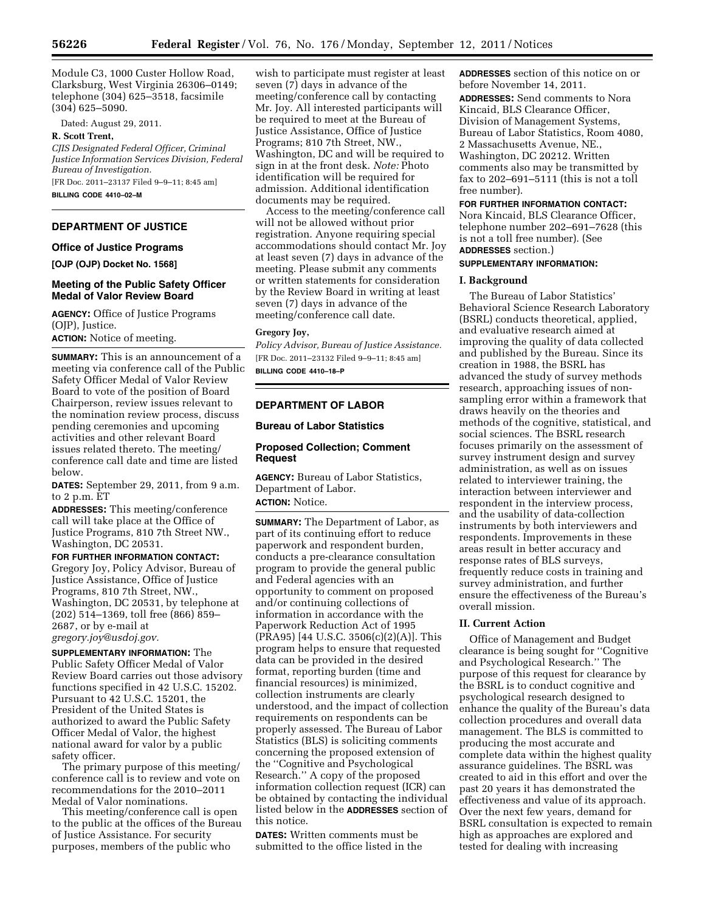Module C3, 1000 Custer Hollow Road, Clarksburg, West Virginia 26306–0149; telephone (304) 625–3518, facsimile (304) 625–5090.

Dated: August 29, 2011.

**R. Scott Trent,**

*CJIS Designated Federal Officer, Criminal Justice Information Services Division, Federal Bureau of Investigation.*

[FR Doc. 2011–23137 Filed 9–9–11; 8:45 am]

**BILLING CODE 4410–02–M**

## DEPARTMENT OF JUSTICE

### Office of Justice Programs

**[OJP (OJP) Docket No. 1568]**

### Meeting of the Public Safety Officer Medal of Valor Review Board

**AGENCY:** Office of Justice Programs (OJP), Justice.

**ACTION:** Notice of meeting.

**SUMMARY:** This is an announcement of a meeting via conference call of the Public Safety Officer Medal of Valor Review Board to vote of the position of Board Chairperson, review issues relevant to the nomination review process, discuss pending ceremonies and upcoming activities and other relevant Board issues related thereto. The meeting/conference call date and time are listed below.

**DATES:** September 29, 2011, from 9 a.m. to 2 p.m. ET

**ADDRESSES:** This meeting/conference call will take place at the Office of Justice Programs, 810 7th Street NW., Washington, DC 20531.

**FOR FURTHER INFORMATION CONTACT:** Gregory Joy, Policy Advisor, Bureau of Justice Assistance, Office of Justice Programs, 810 7th Street, NW., Washington, DC 20531, by telephone at (202) 514–1369, toll free (866) 859–2687, or by e-mail at *gregory.joy@usdoj.gov.*

**SUPPLEMENTARY INFORMATION:** The Public Safety Officer Medal of Valor Review Board carries out those advisory functions specified in 42 U.S.C. 15202. Pursuant to 42 U.S.C. 15201, the President of the United States is authorized to award the Public Safety Officer Medal of Valor, the highest national award for valor by a public safety officer.

The primary purpose of this meeting/conference call is to review and vote on recommendations for the 2010–2011 Medal of Valor nominations.

This meeting/conference call is open to the public at the offices of the Bureau of Justice Assistance. For security purposes, members of the public who wish to participate must register at least seven (7) days in advance of the meeting/conference call by contacting Mr. Joy. All interested participants will be required to meet at the Bureau of Justice Assistance, Office of Justice Programs; 810 7th Street, NW., Washington, DC and will be required to sign in at the front desk. *Note:* Photo identification will be required for admission. Additional identification documents may be required.

Access to the meeting/conference call will not be allowed without prior registration. Anyone requiring special accommodations should contact Mr. Joy at least seven (7) days in advance of the meeting. Please submit any comments or written statements for consideration by the Review Board in writing at least seven (7) days in advance of the meeting/conference call date.

**Gregory Joy,**

*Policy Advisor, Bureau of Justice Assistance.*

[FR Doc. 2011–23132 Filed 9–9–11; 8:45 am]

**BILLING CODE 4410–18–P**

## DEPARTMENT OF LABOR

### Bureau of Labor Statistics

### Proposed Collection; Comment Request

**AGENCY:** Bureau of Labor Statistics, Department of Labor.

**ACTION:** Notice.

**SUMMARY:** The Department of Labor, as part of its continuing effort to reduce paperwork and respondent burden, conducts a pre-clearance consultation program to provide the general public and Federal agencies with an opportunity to comment on proposed and/or continuing collections of information in accordance with the Paperwork Reduction Act of 1995 (PRA95) [44 U.S.C. 3506(c)(2)(A)]. This program helps to ensure that requested data can be provided in the desired format, reporting burden (time and financial resources) is minimized, collection instruments are clearly understood, and the impact of collection requirements on respondents can be properly assessed. The Bureau of Labor Statistics (BLS) is soliciting comments concerning the proposed extension of the ''Cognitive and Psychological Research.'' A copy of the proposed information collection request (ICR) can be obtained by contacting the individual listed below in the **ADDRESSES** section of this notice.

**DATES:** Written comments must be submitted to the office listed in the **ADDRESSES** section of this notice on or before November 14, 2011.

**ADDRESSES:** Send comments to Nora Kincaid, BLS Clearance Officer, Division of Management Systems, Bureau of Labor Statistics, Room 4080, 2 Massachusetts Avenue, NE., Washington, DC 20212. Written comments also may be transmitted by fax to 202–691–5111 (this is not a toll free number).

**FOR FURTHER INFORMATION CONTACT:** Nora Kincaid, BLS Clearance Officer, telephone number 202–691–7628 (this is not a toll free number). (See **ADDRESSES** section.)

**SUPPLEMENTARY INFORMATION:**

#### I. Background

The Bureau of Labor Statistics' Behavioral Science Research Laboratory (BSRL) conducts theoretical, applied, and evaluative research aimed at improving the quality of data collected and published by the Bureau. Since its creation in 1988, the BSRL has advanced the study of survey methods research, approaching issues of non-sampling error within a framework that draws heavily on the theories and methods of the cognitive, statistical, and social sciences. The BSRL research focuses primarily on the assessment of survey instrument design and survey administration, as well as on issues related to interviewer training, the interaction between interviewer and respondent in the interview process, and the usability of data-collection instruments by both interviewers and respondents. Improvements in these areas result in better accuracy and response rates of BLS surveys, frequently reduce costs in training and survey administration, and further ensure the effectiveness of the Bureau's overall mission.

#### II. Current Action

Office of Management and Budget clearance is being sought for ''Cognitive and Psychological Research.'' The purpose of this request for clearance by the BSRL is to conduct cognitive and psychological research designed to enhance the quality of the Bureau's data collection procedures and overall data management. The BLS is committed to producing the most accurate and complete data within the highest quality assurance guidelines. The BSRL was created to aid in this effort and over the past 20 years it has demonstrated the effectiveness and value of its approach. Over the next few years, demand for BSRL consultation is expected to remain high as approaches are explored and tested for dealing with increasing